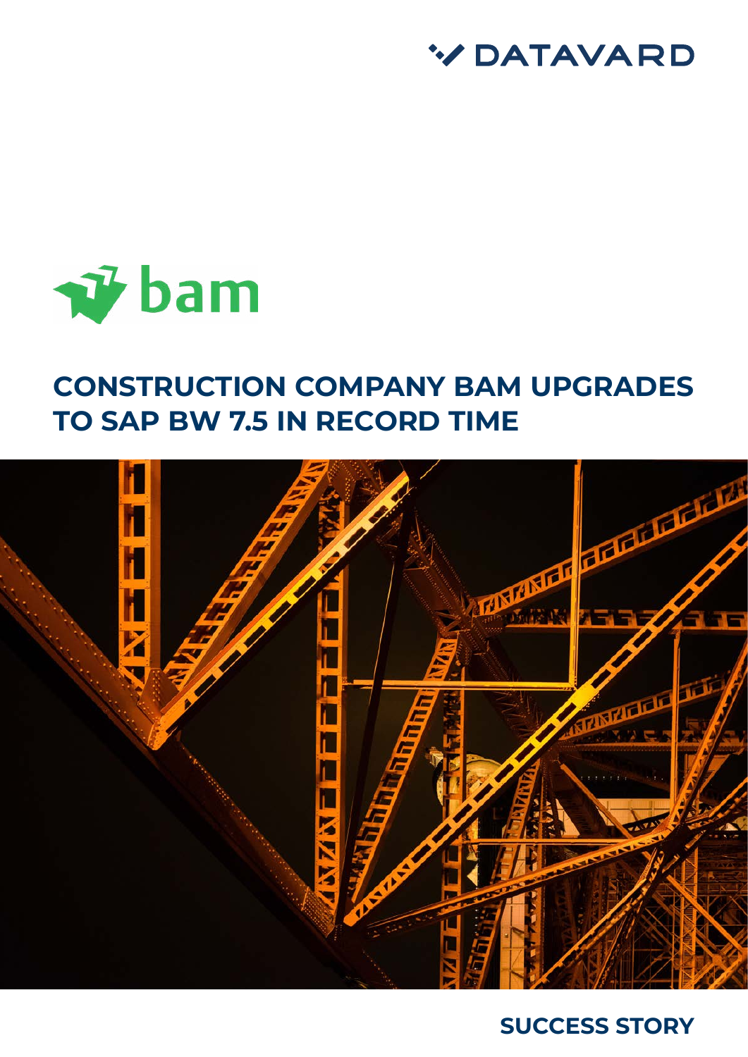DATAVARD

bam

# CONSTRUCTION COMPANY BAM UPGRADES TO SAP BW 7.5 IN RECORD TIME

SUCCESS STORY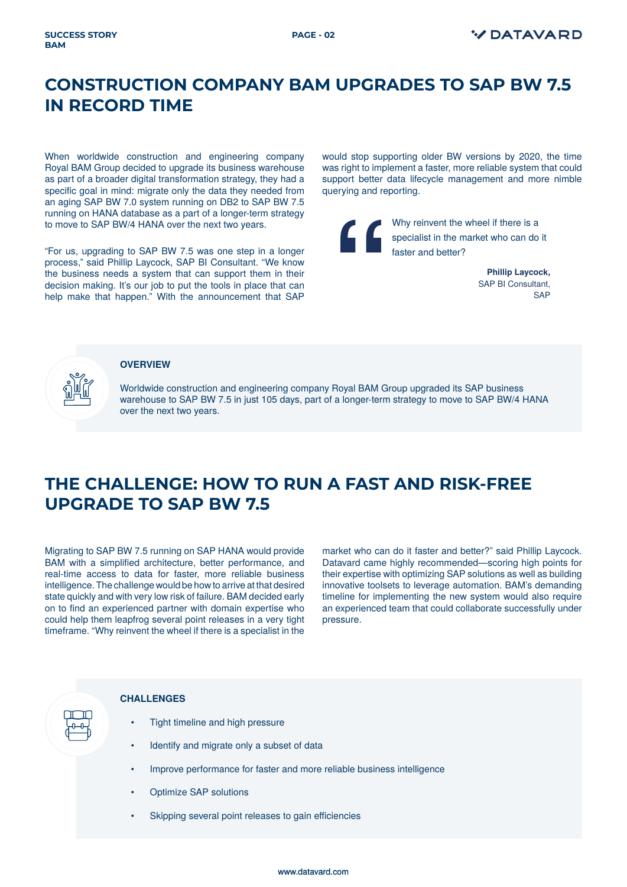# CONSTRUCTION COMPANY BAM UPGRADES TO SAP BW 7.5 IN RECORD TIME

When worldwide construction and engineering company Royal BAM Group decided to upgrade its business warehouse as part of a broader digital transformation strategy, they had a specific goal in mind: migrate only the data they needed from an aging SAP BW 7.0 system running on DB2 to SAP BW 7.5 running on HANA database as a part of a longer-term strategy to move to SAP BW/4 HANA over the next two years.

"For us, upgrading to SAP BW 7.5 was one step in a longer process," said Phillip Laycock, SAP BI Consultant. "We know the business needs a system that can support them in their decision making. It's our job to put the tools in place that can help make that happen." With the announcement that SAP would stop supporting older BW versions by 2020, the time was right to implement a faster, more reliable system that could support better data lifecycle management and more nimble querying and reporting.

> Why reinvent the wheel if there is a specialist in the market who can do it faster and better?
>
> **Phillip Laycock,**
> SAP BI Consultant,
> SAP

### OVERVIEW

Worldwide construction and engineering company Royal BAM Group upgraded its SAP business warehouse to SAP BW 7.5 in just 105 days, part of a longer-term strategy to move to SAP BW/4 HANA over the next two years.

# THE CHALLENGE: HOW TO RUN A FAST AND RISK-FREE UPGRADE TO SAP BW 7.5

Migrating to SAP BW 7.5 running on SAP HANA would provide BAM with a simplified architecture, better performance, and real-time access to data for faster, more reliable business intelligence. The challenge would be how to arrive at that desired state quickly and with very low risk of failure. BAM decided early on to find an experienced partner with domain expertise who could help them leapfrog several point releases in a very tight timeframe. "Why reinvent the wheel if there is a specialist in the market who can do it faster and better?" said Phillip Laycock. Datavard came highly recommended—scoring high points for their expertise with optimizing SAP solutions as well as building innovative toolsets to leverage automation. BAM's demanding timeline for implementing the new system would also require an experienced team that could collaborate successfully under pressure.

### CHALLENGES

- Tight timeline and high pressure
- Identify and migrate only a subset of data
- Improve performance for faster and more reliable business intelligence
- Optimize SAP solutions
- Skipping several point releases to gain efficiencies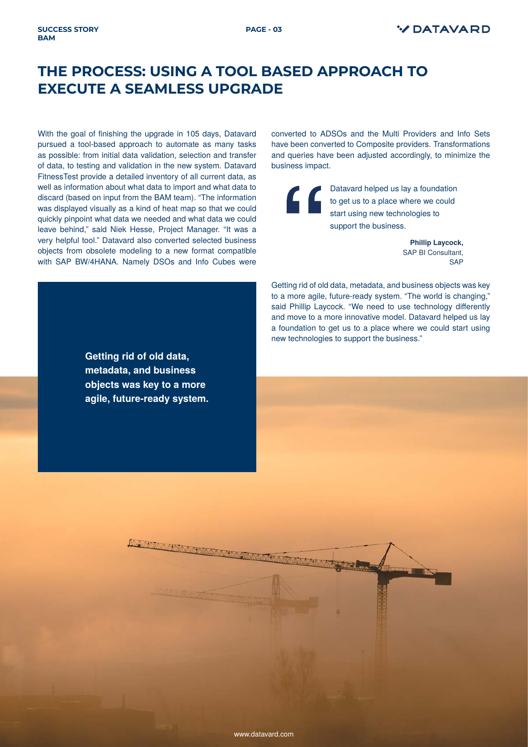# THE PROCESS: USING A TOOL BASED APPROACH TO EXECUTE A SEAMLESS UPGRADE

With the goal of finishing the upgrade in 105 days, Datavard pursued a tool-based approach to automate as many tasks as possible: from initial data validation, selection and transfer of data, to testing and validation in the new system. Datavard FitnessTest provide a detailed inventory of all current data, as well as information about what data to import and what data to discard (based on input from the BAM team). "The information was displayed visually as a kind of heat map so that we could quickly pinpoint what data we needed and what data we could leave behind," said Niek Hesse, Project Manager. "It was a very helpful tool." Datavard also converted selected business objects from obsolete modeling to a new format compatible with SAP BW/4HANA. Namely DSOs and Info Cubes were converted to ADSOs and the Multi Providers and Info Sets have been converted to Composite providers. Transformations and queries have been adjusted accordingly, to minimize the business impact.

> Datavard helped us lay a foundation to get us to a place where we could start using new technologies to support the business.
>
> **Phillip Laycock,**
> SAP BI Consultant,
> SAP

Getting rid of old data, metadata, and business objects was key to a more agile, future-ready system. "The world is changing," said Phillip Laycock. "We need to use technology differently and move to a more innovative model. Datavard helped us lay a foundation to get us to a place where we could start using new technologies to support the business."

**Getting rid of old data, metadata, and business objects was key to a more agile, future-ready system.**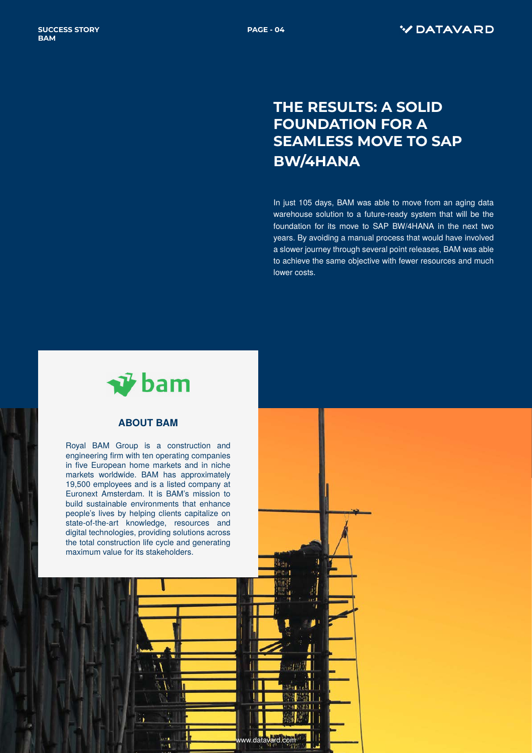# THE RESULTS: A SOLID FOUNDATION FOR A SEAMLESS MOVE TO SAP BW/4HANA

In just 105 days, BAM was able to move from an aging data warehouse solution to a future-ready system that will be the foundation for its move to SAP BW/4HANA in the next two years. By avoiding a manual process that would have involved a slower journey through several point releases, BAM was able to achieve the same objective with fewer resources and much lower costs.

## ABOUT BAM

Royal BAM Group is a construction and engineering firm with ten operating companies in five European home markets and in niche markets worldwide. BAM has approximately 19,500 employees and is a listed company at Euronext Amsterdam. It is BAM's mission to build sustainable environments that enhance people's lives by helping clients capitalize on state-of-the-art knowledge, resources and digital technologies, providing solutions across the total construction life cycle and generating maximum value for its stakeholders.

www.datavard.com